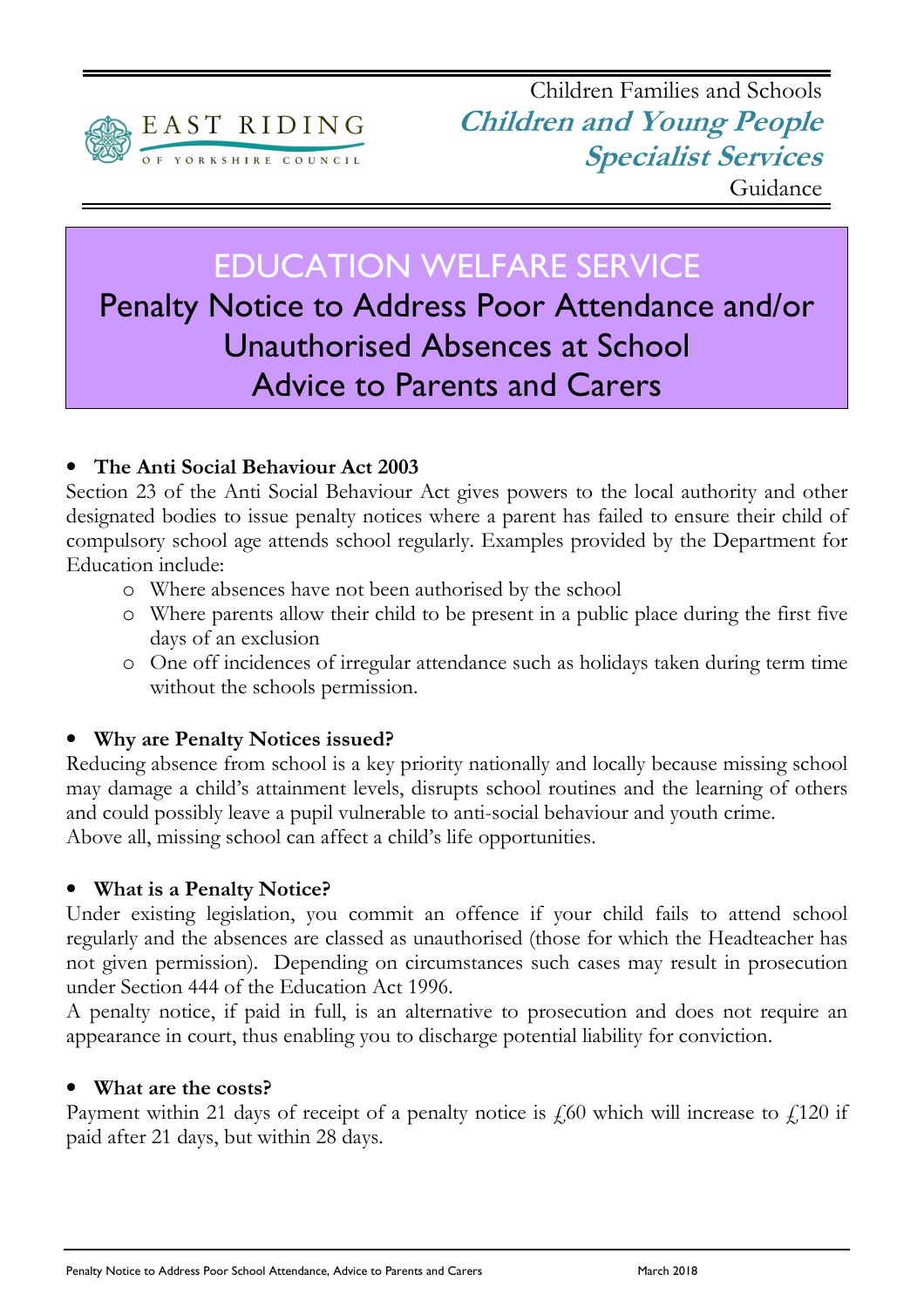EAST RIDING OF YORKSHIRE COUNCIL

Children Families and Schools
**Children and Young People Specialist Services**
Guidance

# EDUCATION WELFARE SERVICE
## Penalty Notice to Address Poor Attendance and/or Unauthorised Absences at School
## Advice to Parents and Carers

- **The Anti Social Behaviour Act 2003**

Section 23 of the Anti Social Behaviour Act gives powers to the local authority and other designated bodies to issue penalty notices where a parent has failed to ensure their child of compulsory school age attends school regularly. Examples provided by the Department for Education include:

  - Where absences have not been authorised by the school
  - Where parents allow their child to be present in a public place during the first five days of an exclusion
  - One off incidences of irregular attendance such as holidays taken during term time without the schools permission.

- **Why are Penalty Notices issued?**

Reducing absence from school is a key priority nationally and locally because missing school may damage a child's attainment levels, disrupts school routines and the learning of others and could possibly leave a pupil vulnerable to anti-social behaviour and youth crime.
Above all, missing school can affect a child's life opportunities.

- **What is a Penalty Notice?**

Under existing legislation, you commit an offence if your child fails to attend school regularly and the absences are classed as unauthorised (those for which the Headteacher has not given permission). Depending on circumstances such cases may result in prosecution under Section 444 of the Education Act 1996.
A penalty notice, if paid in full, is an alternative to prosecution and does not require an appearance in court, thus enabling you to discharge potential liability for conviction.

- **What are the costs?**

Payment within 21 days of receipt of a penalty notice is £60 which will increase to £120 if paid after 21 days, but within 28 days.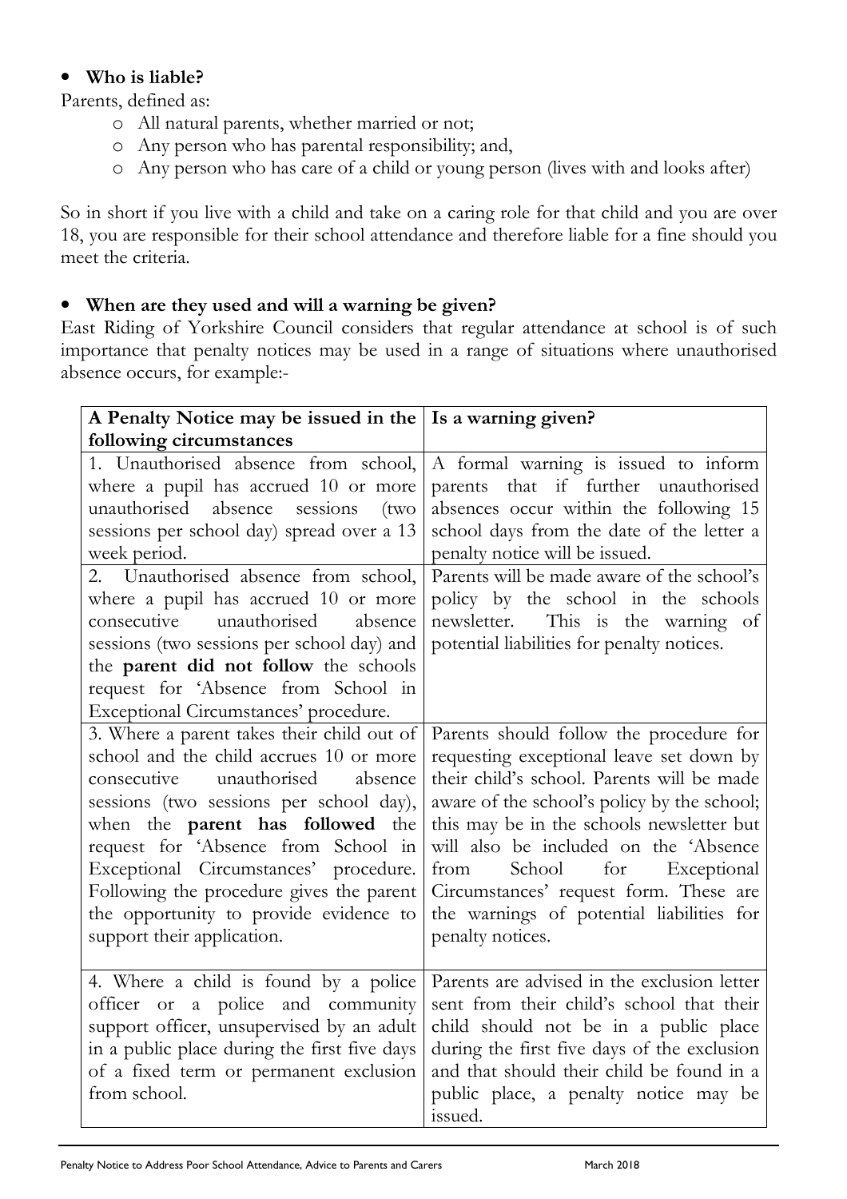- **Who is liable?**

Parents, defined as:

- All natural parents, whether married or not;
- Any person who has parental responsibility; and,
- Any person who has care of a child or young person (lives with and looks after)

So in short if you live with a child and take on a caring role for that child and you are over 18, you are responsible for their school attendance and therefore liable for a fine should you meet the criteria.

- **When are they used and will a warning be given?**

East Riding of Yorkshire Council considers that regular attendance at school is of such importance that penalty notices may be used in a range of situations where unauthorised absence occurs, for example:-

| A Penalty Notice may be issued in the following circumstances | Is a warning given? |
|---|---|
| 1. Unauthorised absence from school, where a pupil has accrued 10 or more unauthorised absence sessions (two sessions per school day) spread over a 13 week period. | A formal warning is issued to inform parents that if further unauthorised absences occur within the following 15 school days from the date of the letter a penalty notice will be issued. |
| 2. Unauthorised absence from school, where a pupil has accrued 10 or more consecutive unauthorised absence sessions (two sessions per school day) and the **parent did not follow** the schools request for 'Absence from School in Exceptional Circumstances' procedure. | Parents will be made aware of the school's policy by the school in the schools newsletter. This is the warning of potential liabilities for penalty notices. |
| 3. Where a parent takes their child out of school and the child accrues 10 or more consecutive unauthorised absence sessions (two sessions per school day), when the **parent has followed** the request for 'Absence from School in Exceptional Circumstances' procedure. Following the procedure gives the parent the opportunity to provide evidence to support their application. | Parents should follow the procedure for requesting exceptional leave set down by their child's school. Parents will be made aware of the school's policy by the school; this may be in the schools newsletter but will also be included on the 'Absence from School for Exceptional Circumstances' request form. These are the warnings of potential liabilities for penalty notices. |
| 4. Where a child is found by a police officer or a police and community support officer, unsupervised by an adult in a public place during the first five days of a fixed term or permanent exclusion from school. | Parents are advised in the exclusion letter sent from their child's school that their child should not be in a public place during the first five days of the exclusion and that should their child be found in a public place, a penalty notice may be issued. |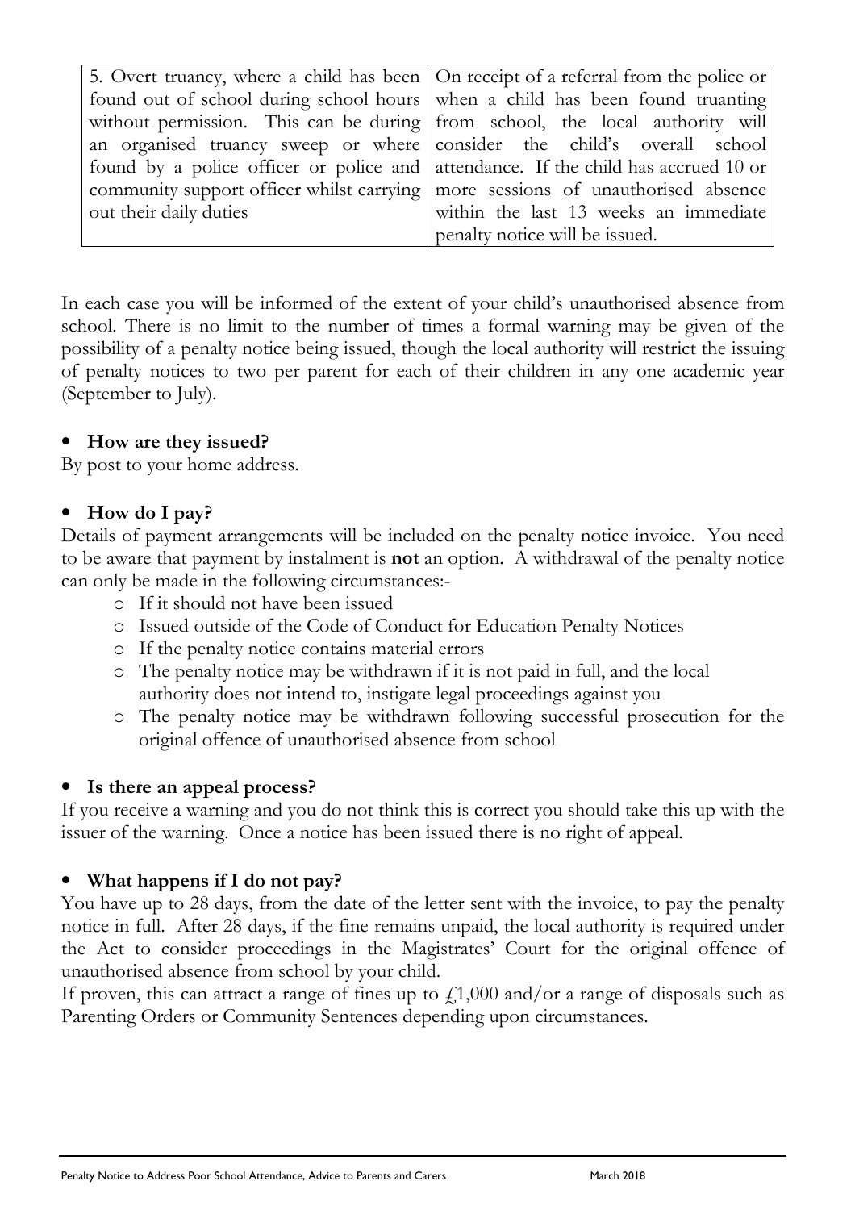| 5. Overt truancy, where a child has been found out of school during school hours without permission. This can be during an organised truancy sweep or where found by a police officer or police and community support officer whilst carrying out their daily duties | On receipt of a referral from the police or when a child has been found truanting from school, the local authority will consider the child's overall school attendance. If the child has accrued 10 or more sessions of unauthorised absence within the last 13 weeks an immediate penalty notice will be issued. |
|---|---|

In each case you will be informed of the extent of your child's unauthorised absence from school. There is no limit to the number of times a formal warning may be given of the possibility of a penalty notice being issued, though the local authority will restrict the issuing of penalty notices to two per parent for each of their children in any one academic year (September to July).

- **How are they issued?**

By post to your home address.

- **How do I pay?**

Details of payment arrangements will be included on the penalty notice invoice. You need to be aware that payment by instalment is **not** an option. A withdrawal of the penalty notice can only be made in the following circumstances:-

- If it should not have been issued
- Issued outside of the Code of Conduct for Education Penalty Notices
- If the penalty notice contains material errors
- The penalty notice may be withdrawn if it is not paid in full, and the local authority does not intend to, instigate legal proceedings against you
- The penalty notice may be withdrawn following successful prosecution for the original offence of unauthorised absence from school

- **Is there an appeal process?**

If you receive a warning and you do not think this is correct you should take this up with the issuer of the warning. Once a notice has been issued there is no right of appeal.

- **What happens if I do not pay?**

You have up to 28 days, from the date of the letter sent with the invoice, to pay the penalty notice in full. After 28 days, if the fine remains unpaid, the local authority is required under the Act to consider proceedings in the Magistrates' Court for the original offence of unauthorised absence from school by your child.

If proven, this can attract a range of fines up to £1,000 and/or a range of disposals such as Parenting Orders or Community Sentences depending upon circumstances.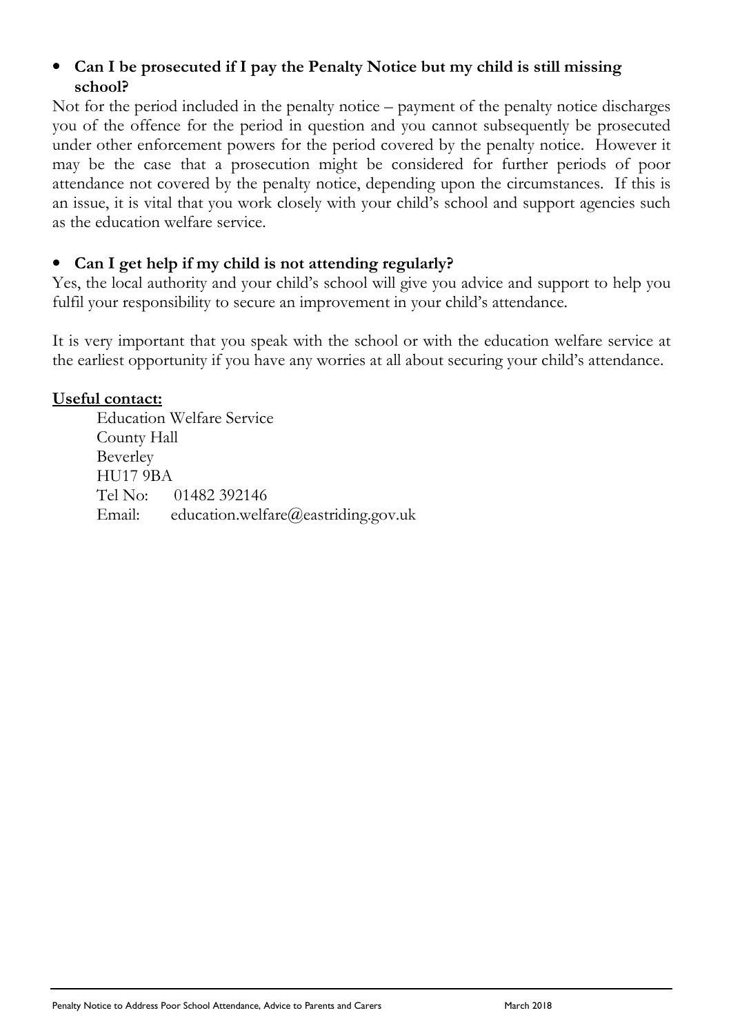- **Can I be prosecuted if I pay the Penalty Notice but my child is still missing school?**

Not for the period included in the penalty notice – payment of the penalty notice discharges you of the offence for the period in question and you cannot subsequently be prosecuted under other enforcement powers for the period covered by the penalty notice. However it may be the case that a prosecution might be considered for further periods of poor attendance not covered by the penalty notice, depending upon the circumstances. If this is an issue, it is vital that you work closely with your child's school and support agencies such as the education welfare service.

- **Can I get help if my child is not attending regularly?**

Yes, the local authority and your child's school will give you advice and support to help you fulfil your responsibility to secure an improvement in your child's attendance.

It is very important that you speak with the school or with the education welfare service at the earliest opportunity if you have any worries at all about securing your child's attendance.

**Useful contact:**

Education Welfare Service
County Hall
Beverley
HU17 9BA
Tel No: 01482 392146
Email: education.welfare@eastriding.gov.uk